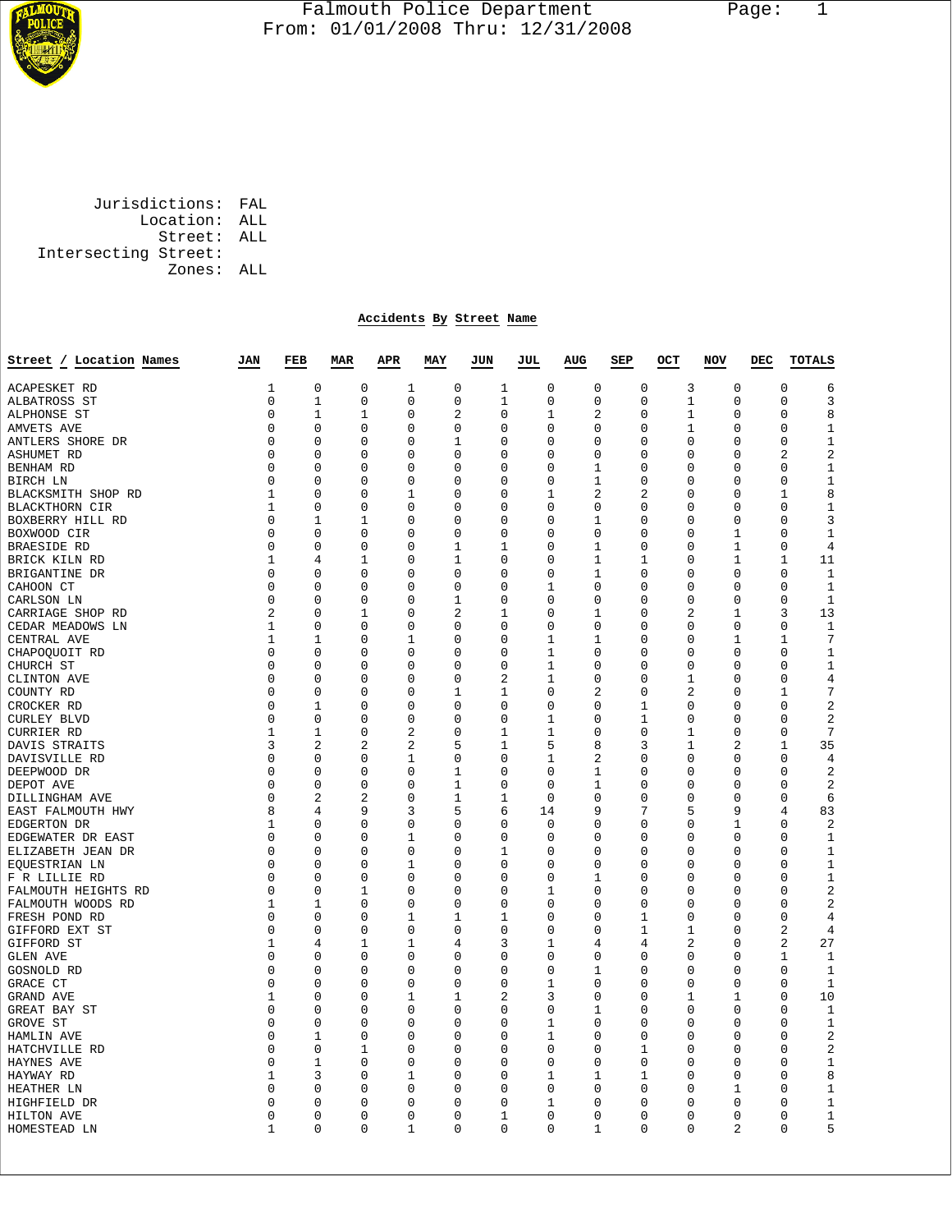# Falmouth Police Department

From: 01/01/2008 Thru: 12/31/2008

Jurisdictions: FAL
Location: ALL
Street: ALL
Intersecting Street:
Zones: ALL

## Accidents By Street Name

| Street / Location Names | JAN | FEB | MAR | APR | MAY | JUN | JUL | AUG | SEP | OCT | NOV | DEC | TOTALS |
|---|---|---|---|---|---|---|---|---|---|---|---|---|---|
| ACAPESKET RD | 1 | 0 | 0 | 1 | 0 | 1 | 0 | 0 | 0 | 3 | 0 | 0 | 6 |
| ALBATROSS ST | 0 | 1 | 0 | 0 | 0 | 1 | 0 | 0 | 0 | 1 | 0 | 0 | 3 |
| ALPHONSE ST | 0 | 1 | 1 | 0 | 2 | 0 | 1 | 2 | 0 | 1 | 0 | 0 | 8 |
| AMVETS AVE | 0 | 0 | 0 | 0 | 0 | 0 | 0 | 0 | 0 | 1 | 0 | 0 | 1 |
| ANTLERS SHORE DR | 0 | 0 | 0 | 0 | 1 | 0 | 0 | 0 | 0 | 0 | 0 | 0 | 1 |
| ASHUMET RD | 0 | 0 | 0 | 0 | 0 | 0 | 0 | 0 | 0 | 0 | 0 | 2 | 2 |
| BENHAM RD | 0 | 0 | 0 | 0 | 0 | 0 | 0 | 1 | 0 | 0 | 0 | 0 | 1 |
| BIRCH LN | 0 | 0 | 0 | 0 | 0 | 0 | 0 | 1 | 0 | 0 | 0 | 0 | 1 |
| BLACKSMITH SHOP RD | 1 | 0 | 0 | 1 | 0 | 0 | 1 | 2 | 2 | 0 | 0 | 1 | 8 |
| BLACKTHORN CIR | 1 | 0 | 0 | 0 | 0 | 0 | 0 | 0 | 0 | 0 | 0 | 0 | 1 |
| BOXBERRY HILL RD | 0 | 1 | 1 | 0 | 0 | 0 | 0 | 1 | 0 | 0 | 0 | 0 | 3 |
| BOXWOOD CIR | 0 | 0 | 0 | 0 | 0 | 0 | 0 | 0 | 0 | 0 | 1 | 0 | 1 |
| BRAESIDE RD | 0 | 0 | 0 | 0 | 1 | 1 | 0 | 1 | 0 | 0 | 1 | 0 | 4 |
| BRICK KILN RD | 1 | 4 | 1 | 0 | 1 | 0 | 0 | 1 | 1 | 0 | 1 | 1 | 11 |
| BRIGANTINE DR | 0 | 0 | 0 | 0 | 0 | 0 | 0 | 1 | 0 | 0 | 0 | 0 | 1 |
| CAHOON CT | 0 | 0 | 0 | 0 | 0 | 0 | 1 | 0 | 0 | 0 | 0 | 0 | 1 |
| CARLSON LN | 0 | 0 | 0 | 0 | 1 | 0 | 0 | 0 | 0 | 0 | 0 | 0 | 1 |
| CARRIAGE SHOP RD | 2 | 0 | 1 | 0 | 2 | 1 | 0 | 1 | 0 | 2 | 1 | 3 | 13 |
| CEDAR MEADOWS LN | 1 | 0 | 0 | 0 | 0 | 0 | 0 | 0 | 0 | 0 | 0 | 0 | 1 |
| CENTRAL AVE | 1 | 1 | 0 | 1 | 0 | 0 | 1 | 1 | 0 | 0 | 1 | 1 | 7 |
| CHAPOQUOIT RD | 0 | 0 | 0 | 0 | 0 | 0 | 1 | 0 | 0 | 0 | 0 | 0 | 1 |
| CHURCH ST | 0 | 0 | 0 | 0 | 0 | 0 | 1 | 0 | 0 | 0 | 0 | 0 | 1 |
| CLINTON AVE | 0 | 0 | 0 | 0 | 0 | 2 | 1 | 0 | 0 | 1 | 0 | 0 | 4 |
| COUNTY RD | 0 | 0 | 0 | 0 | 1 | 1 | 0 | 2 | 0 | 2 | 0 | 1 | 7 |
| CROCKER RD | 0 | 1 | 0 | 0 | 0 | 0 | 0 | 0 | 1 | 0 | 0 | 0 | 2 |
| CURLEY BLVD | 0 | 0 | 0 | 0 | 0 | 0 | 1 | 0 | 1 | 0 | 0 | 0 | 2 |
| CURRIER RD | 1 | 1 | 0 | 2 | 0 | 1 | 1 | 0 | 0 | 1 | 0 | 0 | 7 |
| DAVIS STRAITS | 3 | 2 | 2 | 2 | 5 | 1 | 5 | 8 | 3 | 1 | 2 | 1 | 35 |
| DAVISVILLE RD | 0 | 0 | 0 | 1 | 0 | 0 | 1 | 2 | 0 | 0 | 0 | 0 | 4 |
| DEEPWOOD DR | 0 | 0 | 0 | 0 | 1 | 0 | 0 | 1 | 0 | 0 | 0 | 0 | 2 |
| DEPOT AVE | 0 | 0 | 0 | 0 | 1 | 0 | 0 | 1 | 0 | 0 | 0 | 0 | 2 |
| DILLINGHAM AVE | 0 | 2 | 2 | 0 | 1 | 1 | 0 | 0 | 0 | 0 | 0 | 0 | 6 |
| EAST FALMOUTH HWY | 8 | 4 | 9 | 3 | 5 | 6 | 14 | 9 | 7 | 5 | 9 | 4 | 83 |
| EDGERTON DR | 1 | 0 | 0 | 0 | 0 | 0 | 0 | 0 | 0 | 0 | 1 | 0 | 2 |
| EDGEWATER DR EAST | 0 | 0 | 0 | 1 | 0 | 0 | 0 | 0 | 0 | 0 | 0 | 0 | 1 |
| ELIZABETH JEAN DR | 0 | 0 | 0 | 0 | 0 | 1 | 0 | 0 | 0 | 0 | 0 | 0 | 1 |
| EQUESTRIAN LN | 0 | 0 | 0 | 1 | 0 | 0 | 0 | 0 | 0 | 0 | 0 | 0 | 1 |
| F R LILLIE RD | 0 | 0 | 0 | 0 | 0 | 0 | 0 | 1 | 0 | 0 | 0 | 0 | 1 |
| FALMOUTH HEIGHTS RD | 0 | 0 | 1 | 0 | 0 | 0 | 1 | 0 | 0 | 0 | 0 | 0 | 2 |
| FALMOUTH WOODS RD | 1 | 1 | 0 | 0 | 0 | 0 | 0 | 0 | 0 | 0 | 0 | 0 | 2 |
| FRESH POND RD | 0 | 0 | 0 | 1 | 1 | 1 | 0 | 0 | 1 | 0 | 0 | 0 | 4 |
| GIFFORD EXT ST | 0 | 0 | 0 | 0 | 0 | 0 | 0 | 0 | 1 | 1 | 0 | 2 | 4 |
| GIFFORD ST | 1 | 4 | 1 | 1 | 4 | 3 | 1 | 4 | 4 | 2 | 0 | 2 | 27 |
| GLEN AVE | 0 | 0 | 0 | 0 | 0 | 0 | 0 | 0 | 0 | 0 | 0 | 1 | 1 |
| GOSNOLD RD | 0 | 0 | 0 | 0 | 0 | 0 | 0 | 1 | 0 | 0 | 0 | 0 | 1 |
| GRACE CT | 0 | 0 | 0 | 0 | 0 | 0 | 1 | 0 | 0 | 0 | 0 | 0 | 1 |
| GRAND AVE | 1 | 0 | 0 | 1 | 1 | 2 | 3 | 0 | 0 | 1 | 1 | 0 | 10 |
| GREAT BAY ST | 0 | 0 | 0 | 0 | 0 | 0 | 0 | 1 | 0 | 0 | 0 | 0 | 1 |
| GROVE ST | 0 | 0 | 0 | 0 | 0 | 0 | 1 | 0 | 0 | 0 | 0 | 0 | 1 |
| HAMLIN AVE | 0 | 1 | 0 | 0 | 0 | 0 | 1 | 0 | 0 | 0 | 0 | 0 | 2 |
| HATCHVILLE RD | 0 | 0 | 1 | 0 | 0 | 0 | 0 | 0 | 1 | 0 | 0 | 0 | 2 |
| HAYNES AVE | 0 | 1 | 0 | 0 | 0 | 0 | 0 | 0 | 0 | 0 | 0 | 0 | 1 |
| HAYWAY RD | 1 | 3 | 0 | 1 | 0 | 0 | 1 | 1 | 1 | 0 | 0 | 0 | 8 |
| HEATHER LN | 0 | 0 | 0 | 0 | 0 | 0 | 0 | 0 | 0 | 0 | 1 | 0 | 1 |
| HIGHFIELD DR | 0 | 0 | 0 | 0 | 0 | 0 | 1 | 0 | 0 | 0 | 0 | 0 | 1 |
| HILTON AVE | 0 | 0 | 0 | 0 | 0 | 1 | 0 | 0 | 0 | 0 | 0 | 0 | 1 |
| HOMESTEAD LN | 1 | 0 | 0 | 1 | 0 | 0 | 0 | 1 | 0 | 0 | 2 | 0 | 5 |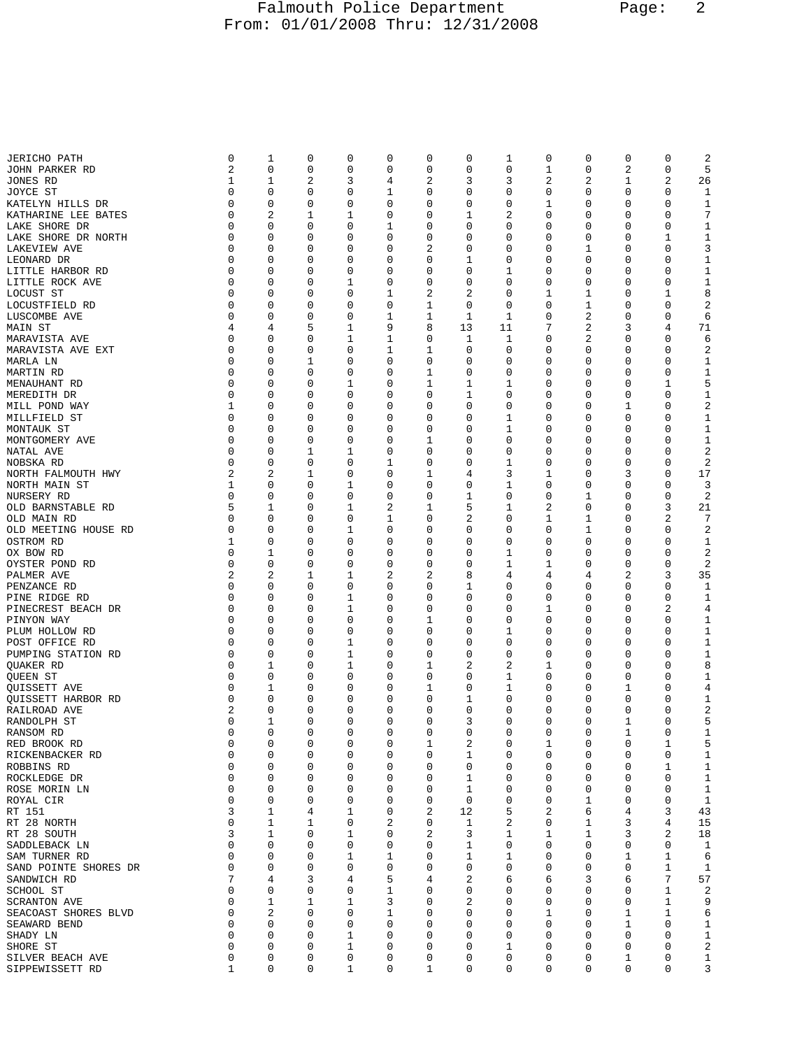| | | | | | | | | | | | | | |
|---|---|---|---|---|---|---|---|---|---|---|---|---|---|
| JERICHO PATH | 0 | 1 | 0 | 0 | 0 | 0 | 0 | 1 | 0 | 0 | 0 | 0 | 2 |
| JOHN PARKER RD | 2 | 0 | 0 | 0 | 0 | 0 | 0 | 0 | 1 | 0 | 2 | 0 | 5 |
| JONES RD | 1 | 1 | 2 | 3 | 4 | 2 | 3 | 3 | 2 | 2 | 1 | 2 | 26 |
| JOYCE ST | 0 | 0 | 0 | 0 | 1 | 0 | 0 | 0 | 0 | 0 | 0 | 0 | 1 |
| KATELYN HILLS DR | 0 | 0 | 0 | 0 | 0 | 0 | 0 | 0 | 1 | 0 | 0 | 0 | 1 |
| KATHARINE LEE BATES | 0 | 2 | 1 | 1 | 0 | 0 | 1 | 2 | 0 | 0 | 0 | 0 | 7 |
| LAKE SHORE DR | 0 | 0 | 0 | 0 | 1 | 0 | 0 | 0 | 0 | 0 | 0 | 0 | 1 |
| LAKE SHORE DR NORTH | 0 | 0 | 0 | 0 | 0 | 0 | 0 | 0 | 0 | 0 | 0 | 1 | 1 |
| LAKEVIEW AVE | 0 | 0 | 0 | 0 | 0 | 2 | 0 | 0 | 0 | 1 | 0 | 0 | 3 |
| LEONARD DR | 0 | 0 | 0 | 0 | 0 | 0 | 1 | 0 | 0 | 0 | 0 | 0 | 1 |
| LITTLE HARBOR RD | 0 | 0 | 0 | 0 | 0 | 0 | 0 | 1 | 0 | 0 | 0 | 0 | 1 |
| LITTLE ROCK AVE | 0 | 0 | 0 | 1 | 0 | 0 | 0 | 0 | 0 | 0 | 0 | 0 | 1 |
| LOCUST ST | 0 | 0 | 0 | 0 | 1 | 2 | 2 | 0 | 1 | 1 | 0 | 1 | 8 |
| LOCUSTFIELD RD | 0 | 0 | 0 | 0 | 0 | 1 | 0 | 0 | 0 | 1 | 0 | 0 | 2 |
| LUSCOMBE AVE | 0 | 0 | 0 | 0 | 1 | 1 | 1 | 1 | 0 | 2 | 0 | 0 | 6 |
| MAIN ST | 4 | 4 | 5 | 1 | 9 | 8 | 13 | 11 | 7 | 2 | 3 | 4 | 71 |
| MARAVISTA AVE | 0 | 0 | 0 | 1 | 1 | 0 | 1 | 1 | 0 | 2 | 0 | 0 | 6 |
| MARAVISTA AVE EXT | 0 | 0 | 0 | 0 | 1 | 1 | 0 | 0 | 0 | 0 | 0 | 0 | 2 |
| MARLA LN | 0 | 0 | 1 | 0 | 0 | 0 | 0 | 0 | 0 | 0 | 0 | 0 | 1 |
| MARTIN RD | 0 | 0 | 0 | 0 | 0 | 1 | 0 | 0 | 0 | 0 | 0 | 0 | 1 |
| MENAUHANT RD | 0 | 0 | 0 | 1 | 0 | 1 | 1 | 1 | 0 | 0 | 0 | 1 | 5 |
| MEREDITH DR | 0 | 0 | 0 | 0 | 0 | 0 | 1 | 0 | 0 | 0 | 0 | 0 | 1 |
| MILL POND WAY | 1 | 0 | 0 | 0 | 0 | 0 | 0 | 0 | 0 | 0 | 1 | 0 | 2 |
| MILLFIELD ST | 0 | 0 | 0 | 0 | 0 | 0 | 0 | 1 | 0 | 0 | 0 | 0 | 1 |
| MONTAUK ST | 0 | 0 | 0 | 0 | 0 | 0 | 0 | 1 | 0 | 0 | 0 | 0 | 1 |
| MONTGOMERY AVE | 0 | 0 | 0 | 0 | 0 | 1 | 0 | 0 | 0 | 0 | 0 | 0 | 1 |
| NATAL AVE | 0 | 0 | 1 | 1 | 0 | 0 | 0 | 0 | 0 | 0 | 0 | 0 | 2 |
| NOBSKA RD | 0 | 0 | 0 | 0 | 1 | 0 | 0 | 1 | 0 | 0 | 0 | 0 | 2 |
| NORTH FALMOUTH HWY | 2 | 2 | 1 | 0 | 0 | 1 | 4 | 3 | 1 | 0 | 3 | 0 | 17 |
| NORTH MAIN ST | 1 | 0 | 0 | 1 | 0 | 0 | 0 | 1 | 0 | 0 | 0 | 0 | 3 |
| NURSERY RD | 0 | 0 | 0 | 0 | 0 | 0 | 1 | 0 | 0 | 1 | 0 | 0 | 2 |
| OLD BARNSTABLE RD | 5 | 1 | 0 | 1 | 2 | 1 | 5 | 1 | 2 | 0 | 0 | 3 | 21 |
| OLD MAIN RD | 0 | 0 | 0 | 0 | 1 | 0 | 2 | 0 | 1 | 1 | 0 | 2 | 7 |
| OLD MEETING HOUSE RD | 0 | 0 | 0 | 1 | 0 | 0 | 0 | 0 | 0 | 1 | 0 | 0 | 2 |
| OSTROM RD | 1 | 0 | 0 | 0 | 0 | 0 | 0 | 0 | 0 | 0 | 0 | 0 | 1 |
| OX BOW RD | 0 | 1 | 0 | 0 | 0 | 0 | 0 | 1 | 0 | 0 | 0 | 0 | 2 |
| OYSTER POND RD | 0 | 0 | 0 | 0 | 0 | 0 | 0 | 1 | 1 | 0 | 0 | 0 | 2 |
| PALMER AVE | 2 | 2 | 1 | 1 | 2 | 2 | 8 | 4 | 4 | 4 | 2 | 3 | 35 |
| PENZANCE RD | 0 | 0 | 0 | 0 | 0 | 0 | 1 | 0 | 0 | 0 | 0 | 0 | 1 |
| PINE RIDGE RD | 0 | 0 | 0 | 1 | 0 | 0 | 0 | 0 | 0 | 0 | 0 | 0 | 1 |
| PINECREST BEACH DR | 0 | 0 | 0 | 1 | 0 | 0 | 0 | 0 | 1 | 0 | 0 | 2 | 4 |
| PINYON WAY | 0 | 0 | 0 | 0 | 0 | 1 | 0 | 0 | 0 | 0 | 0 | 0 | 1 |
| PLUM HOLLOW RD | 0 | 0 | 0 | 0 | 0 | 0 | 0 | 1 | 0 | 0 | 0 | 0 | 1 |
| POST OFFICE RD | 0 | 0 | 0 | 1 | 0 | 0 | 0 | 0 | 0 | 0 | 0 | 0 | 1 |
| PUMPING STATION RD | 0 | 0 | 0 | 1 | 0 | 0 | 0 | 0 | 0 | 0 | 0 | 0 | 1 |
| QUAKER RD | 0 | 1 | 0 | 1 | 0 | 1 | 2 | 2 | 1 | 0 | 0 | 0 | 8 |
| QUEEN ST | 0 | 0 | 0 | 0 | 0 | 0 | 0 | 1 | 0 | 0 | 0 | 0 | 1 |
| QUISSETT AVE | 0 | 1 | 0 | 0 | 0 | 1 | 0 | 1 | 0 | 0 | 1 | 0 | 4 |
| QUISSETT HARBOR RD | 0 | 0 | 0 | 0 | 0 | 0 | 1 | 0 | 0 | 0 | 0 | 0 | 1 |
| RAILROAD AVE | 2 | 0 | 0 | 0 | 0 | 0 | 0 | 0 | 0 | 0 | 0 | 0 | 2 |
| RANDOLPH ST | 0 | 1 | 0 | 0 | 0 | 0 | 3 | 0 | 0 | 0 | 1 | 0 | 5 |
| RANSOM RD | 0 | 0 | 0 | 0 | 0 | 0 | 0 | 0 | 0 | 0 | 1 | 0 | 1 |
| RED BROOK RD | 0 | 0 | 0 | 0 | 0 | 1 | 2 | 0 | 1 | 0 | 0 | 1 | 5 |
| RICKENBACKER RD | 0 | 0 | 0 | 0 | 0 | 0 | 1 | 0 | 0 | 0 | 0 | 0 | 1 |
| ROBBINS RD | 0 | 0 | 0 | 0 | 0 | 0 | 0 | 0 | 0 | 0 | 0 | 1 | 1 |
| ROCKLEDGE DR | 0 | 0 | 0 | 0 | 0 | 0 | 1 | 0 | 0 | 0 | 0 | 0 | 1 |
| ROSE MORIN LN | 0 | 0 | 0 | 0 | 0 | 0 | 1 | 0 | 0 | 0 | 0 | 0 | 1 |
| ROYAL CIR | 0 | 0 | 0 | 0 | 0 | 0 | 0 | 0 | 0 | 1 | 0 | 0 | 1 |
| RT 151 | 3 | 1 | 4 | 1 | 0 | 2 | 12 | 5 | 2 | 6 | 4 | 3 | 43 |
| RT 28 NORTH | 0 | 1 | 1 | 0 | 2 | 0 | 1 | 2 | 0 | 1 | 3 | 4 | 15 |
| RT 28 SOUTH | 3 | 1 | 0 | 1 | 0 | 2 | 3 | 1 | 1 | 1 | 3 | 2 | 18 |
| SADDLEBACK LN | 0 | 0 | 0 | 0 | 0 | 0 | 1 | 0 | 0 | 0 | 0 | 0 | 1 |
| SAM TURNER RD | 0 | 0 | 0 | 1 | 1 | 0 | 1 | 1 | 0 | 0 | 1 | 1 | 6 |
| SAND POINTE SHORES DR | 0 | 0 | 0 | 0 | 0 | 0 | 0 | 0 | 0 | 0 | 0 | 1 | 1 |
| SANDWICH RD | 7 | 4 | 3 | 4 | 5 | 4 | 2 | 6 | 6 | 3 | 6 | 7 | 57 |
| SCHOOL ST | 0 | 0 | 0 | 0 | 1 | 0 | 0 | 0 | 0 | 0 | 0 | 1 | 2 |
| SCRANTON AVE | 0 | 1 | 1 | 1 | 3 | 0 | 2 | 0 | 0 | 0 | 0 | 1 | 9 |
| SEACOAST SHORES BLVD | 0 | 2 | 0 | 0 | 1 | 0 | 0 | 0 | 1 | 0 | 1 | 1 | 6 |
| SEAWARD BEND | 0 | 0 | 0 | 0 | 0 | 0 | 0 | 0 | 0 | 0 | 1 | 0 | 1 |
| SHADY LN | 0 | 0 | 0 | 1 | 0 | 0 | 0 | 0 | 0 | 0 | 0 | 0 | 1 |
| SHORE ST | 0 | 0 | 0 | 1 | 0 | 0 | 0 | 1 | 0 | 0 | 0 | 0 | 2 |
| SILVER BEACH AVE | 0 | 0 | 0 | 0 | 0 | 0 | 0 | 0 | 0 | 0 | 1 | 0 | 1 |
| SIPPEWISSETT RD | 1 | 0 | 0 | 1 | 0 | 1 | 0 | 0 | 0 | 0 | 0 | 0 | 3 |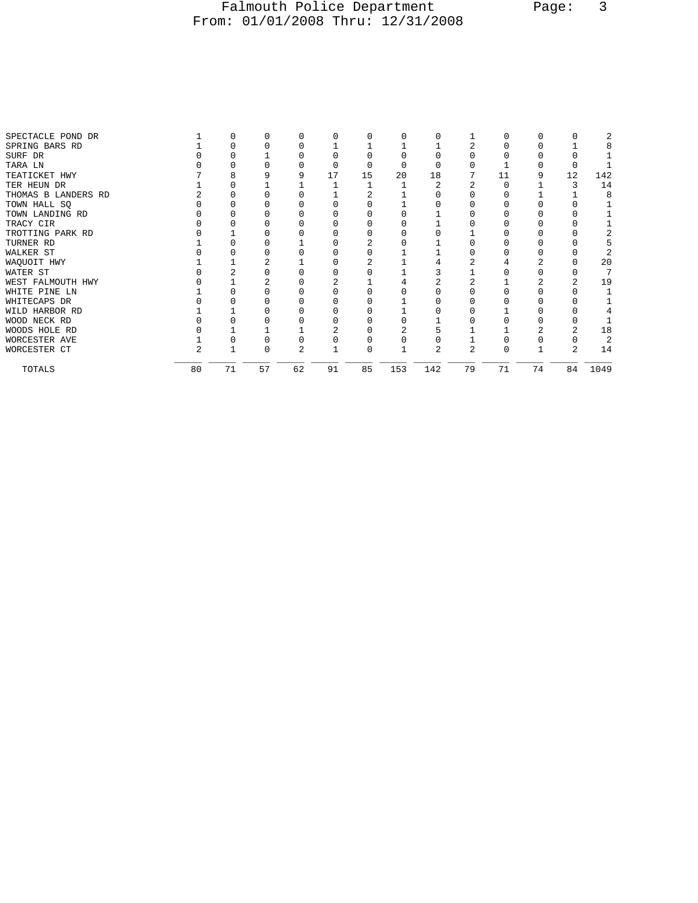| | | | | | | | | | | | | | |
|---|---|---|---|---|---|---|---|---|---|---|---|---|---|
| SPECTACLE POND DR | 1 | 0 | 0 | 0 | 0 | 0 | 0 | 0 | 1 | 0 | 0 | 0 | 2 |
| SPRING BARS RD | 1 | 0 | 0 | 0 | 1 | 1 | 1 | 1 | 2 | 0 | 0 | 1 | 8 |
| SURF DR | 0 | 0 | 1 | 0 | 0 | 0 | 0 | 0 | 0 | 0 | 0 | 0 | 1 |
| TARA LN | 0 | 0 | 0 | 0 | 0 | 0 | 0 | 0 | 0 | 1 | 0 | 0 | 1 |
| TEATICKET HWY | 7 | 8 | 9 | 9 | 17 | 15 | 20 | 18 | 7 | 11 | 9 | 12 | 142 |
| TER HEUN DR | 1 | 0 | 1 | 1 | 1 | 1 | 1 | 2 | 2 | 0 | 1 | 3 | 14 |
| THOMAS B LANDERS RD | 2 | 0 | 0 | 0 | 1 | 2 | 1 | 0 | 0 | 0 | 1 | 1 | 8 |
| TOWN HALL SQ | 0 | 0 | 0 | 0 | 0 | 0 | 1 | 0 | 0 | 0 | 0 | 0 | 1 |
| TOWN LANDING RD | 0 | 0 | 0 | 0 | 0 | 0 | 0 | 1 | 0 | 0 | 0 | 0 | 1 |
| TRACY CIR | 0 | 0 | 0 | 0 | 0 | 0 | 0 | 1 | 0 | 0 | 0 | 0 | 1 |
| TROTTING PARK RD | 0 | 1 | 0 | 0 | 0 | 0 | 0 | 0 | 1 | 0 | 0 | 0 | 2 |
| TURNER RD | 1 | 0 | 0 | 1 | 0 | 2 | 0 | 1 | 0 | 0 | 0 | 0 | 5 |
| WALKER ST | 0 | 0 | 0 | 0 | 0 | 0 | 1 | 1 | 0 | 0 | 0 | 0 | 2 |
| WAQUOIT HWY | 1 | 1 | 2 | 1 | 0 | 2 | 1 | 4 | 2 | 4 | 2 | 0 | 20 |
| WATER ST | 0 | 2 | 0 | 0 | 0 | 0 | 1 | 3 | 1 | 0 | 0 | 0 | 7 |
| WEST FALMOUTH HWY | 0 | 1 | 2 | 0 | 2 | 1 | 4 | 2 | 2 | 1 | 2 | 2 | 19 |
| WHITE PINE LN | 1 | 0 | 0 | 0 | 0 | 0 | 0 | 0 | 0 | 0 | 0 | 0 | 1 |
| WHITECAPS DR | 0 | 0 | 0 | 0 | 0 | 0 | 1 | 0 | 0 | 0 | 0 | 0 | 1 |
| WILD HARBOR RD | 1 | 1 | 0 | 0 | 0 | 0 | 1 | 0 | 0 | 1 | 0 | 0 | 4 |
| WOOD NECK RD | 0 | 0 | 0 | 0 | 0 | 0 | 0 | 1 | 0 | 0 | 0 | 0 | 1 |
| WOODS HOLE RD | 0 | 1 | 1 | 1 | 2 | 0 | 2 | 5 | 1 | 1 | 2 | 2 | 18 |
| WORCESTER AVE | 1 | 0 | 0 | 0 | 0 | 0 | 0 | 0 | 1 | 0 | 0 | 0 | 2 |
| WORCESTER CT | 2 | 1 | 0 | 2 | 1 | 0 | 1 | 2 | 2 | 0 | 1 | 2 | 14 |
| TOTALS | 80 | 71 | 57 | 62 | 91 | 85 | 153 | 142 | 79 | 71 | 74 | 84 | 1049 |